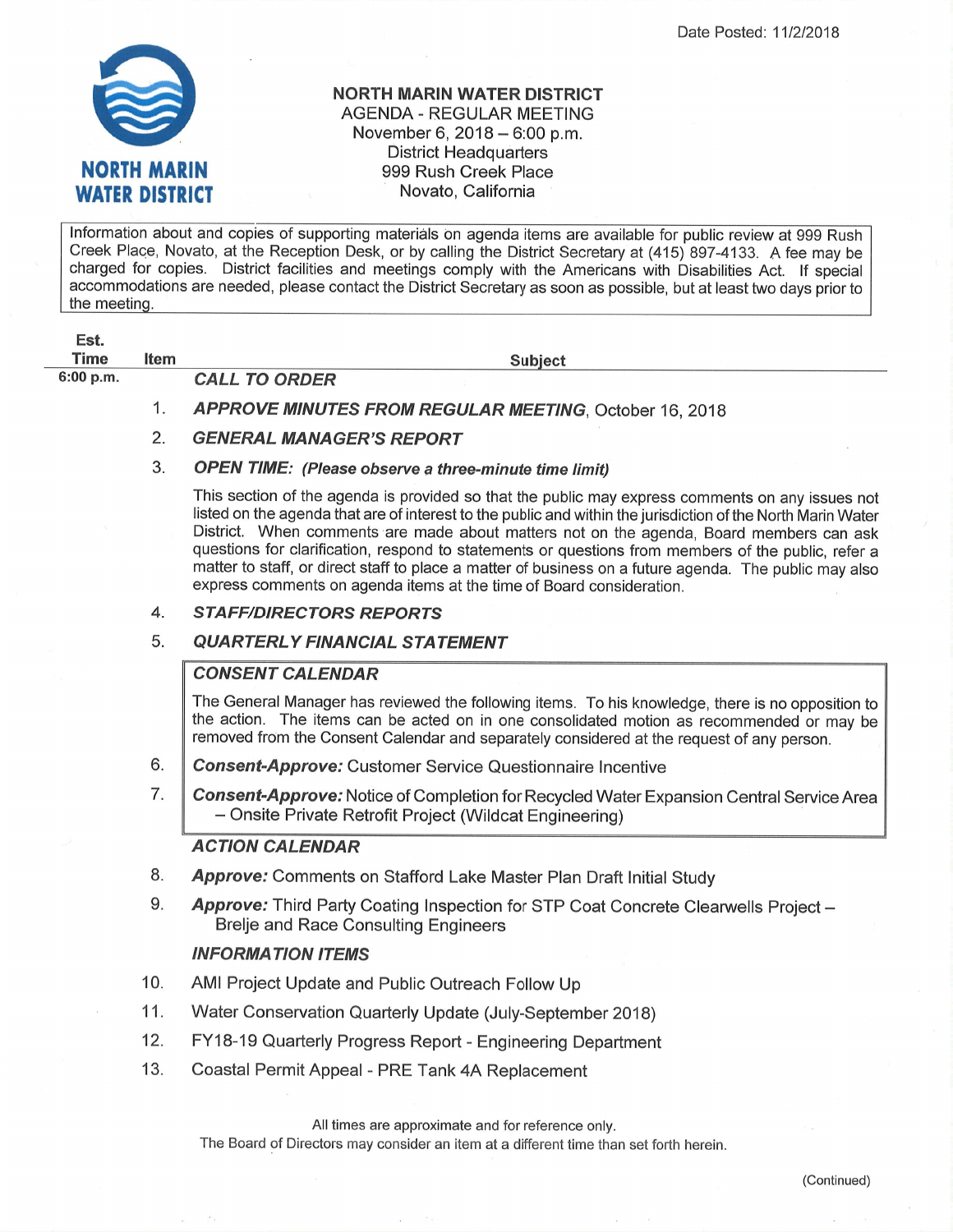Date Posted: 11/2/2018

**NORTH MARIN WATER DISTRICT**

# NORTH MARIN WATER DISTRICT
## AGENDA - REGULAR MEETING
November 6, 2018 – 6:00 p.m.
District Headquarters
999 Rush Creek Place
Novato, California

Information about and copies of supporting materials on agenda items are available for public review at 999 Rush Creek Place, Novato, at the Reception Desk, or by calling the District Secretary at (415) 897-4133. A fee may be charged for copies. District facilities and meetings comply with the Americans with Disabilities Act. If special accommodations are needed, please contact the District Secretary as soon as possible, but at least two days prior to the meeting.

| Est. Time | Item | Subject |
|---|---|---|
| 6:00 p.m. | | ***CALL TO ORDER*** |
| | 1. | ***APPROVE MINUTES FROM REGULAR MEETING***, October 16, 2018 |
| | 2. | ***GENERAL MANAGER'S REPORT*** |
| | 3. | ***OPEN TIME: (Please observe a three-minute time limit)*** |

This section of the agenda is provided so that the public may express comments on any issues not listed on the agenda that are of interest to the public and within the jurisdiction of the North Marin Water District. When comments are made about matters not on the agenda, Board members can ask questions for clarification, respond to statements or questions from members of the public, refer a matter to staff, or direct staff to place a matter of business on a future agenda. The public may also express comments on agenda items at the time of Board consideration.

4. ***STAFF/DIRECTORS REPORTS***
5. ***QUARTERLY FINANCIAL STATEMENT***

***CONSENT CALENDAR***

The General Manager has reviewed the following items. To his knowledge, there is no opposition to the action. The items can be acted on in one consolidated motion as recommended or may be removed from the Consent Calendar and separately considered at the request of any person.

6. ***Consent-Approve:*** Customer Service Questionnaire Incentive
7. ***Consent-Approve:*** Notice of Completion for Recycled Water Expansion Central Service Area – Onsite Private Retrofit Project (Wildcat Engineering)

***ACTION CALENDAR***

8. ***Approve:*** Comments on Stafford Lake Master Plan Draft Initial Study
9. ***Approve:*** Third Party Coating Inspection for STP Coat Concrete Clearwells Project – Brelje and Race Consulting Engineers

***INFORMATION ITEMS***

10. AMI Project Update and Public Outreach Follow Up
11. Water Conservation Quarterly Update (July-September 2018)
12. FY18-19 Quarterly Progress Report - Engineering Department
13. Coastal Permit Appeal - PRE Tank 4A Replacement

All times are approximate and for reference only.
The Board of Directors may consider an item at a different time than set forth herein.

(Continued)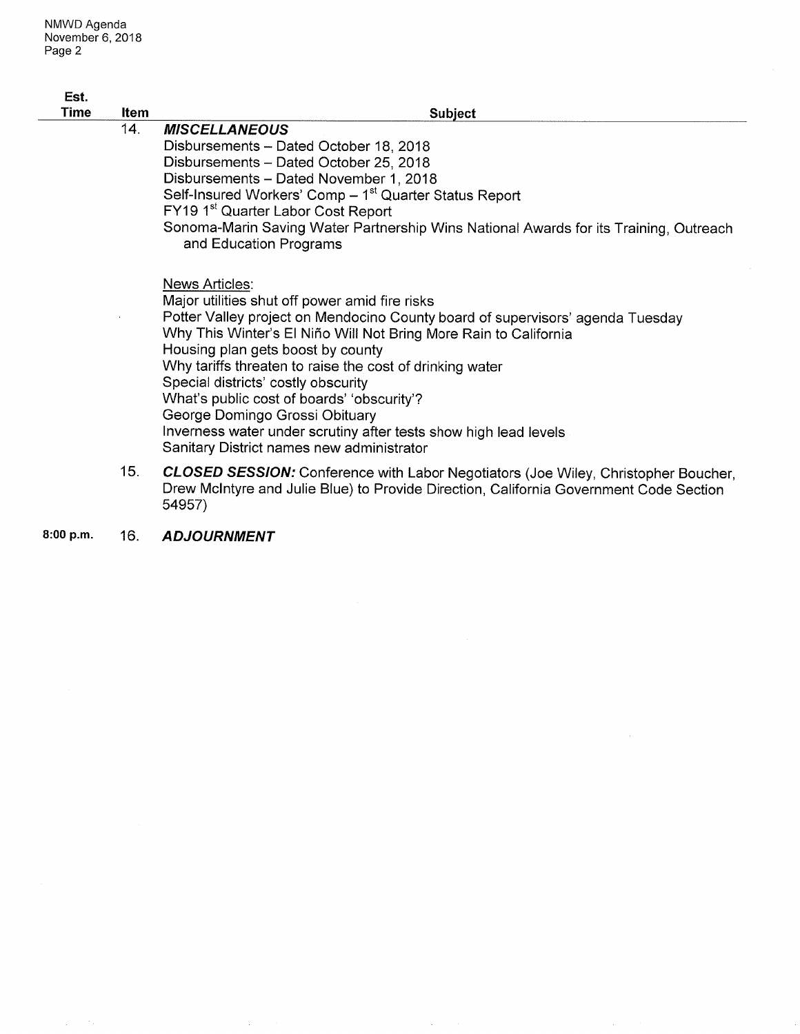| Est. Time | Item | Subject |
|---|---|---|
| | 14. | ***MISCELLANEOUS*** |
| | | Disbursements – Dated October 18, 2018 |
| | | Disbursements – Dated October 25, 2018 |
| | | Disbursements – Dated November 1, 2018 |
| | | Self-Insured Workers' Comp – 1st Quarter Status Report |
| | | FY19 1st Quarter Labor Cost Report |
| | | Sonoma-Marin Saving Water Partnership Wins National Awards for its Training, Outreach and Education Programs |
| | | News Articles: |
| | | Major utilities shut off power amid fire risks |
| | | Potter Valley project on Mendocino County board of supervisors' agenda Tuesday |
| | | Why This Winter's El Niño Will Not Bring More Rain to California |
| | | Housing plan gets boost by county |
| | | Why tariffs threaten to raise the cost of drinking water |
| | | Special districts' costly obscurity |
| | | What's public cost of boards' 'obscurity'? |
| | | George Domingo Grossi Obituary |
| | | Inverness water under scrutiny after tests show high lead levels |
| | | Sanitary District names new administrator |
| | 15. | ***CLOSED SESSION:*** Conference with Labor Negotiators (Joe Wiley, Christopher Boucher, Drew McIntyre and Julie Blue) to Provide Direction, California Government Code Section 54957) |
| 8:00 p.m. | 16. | ***ADJOURNMENT*** |